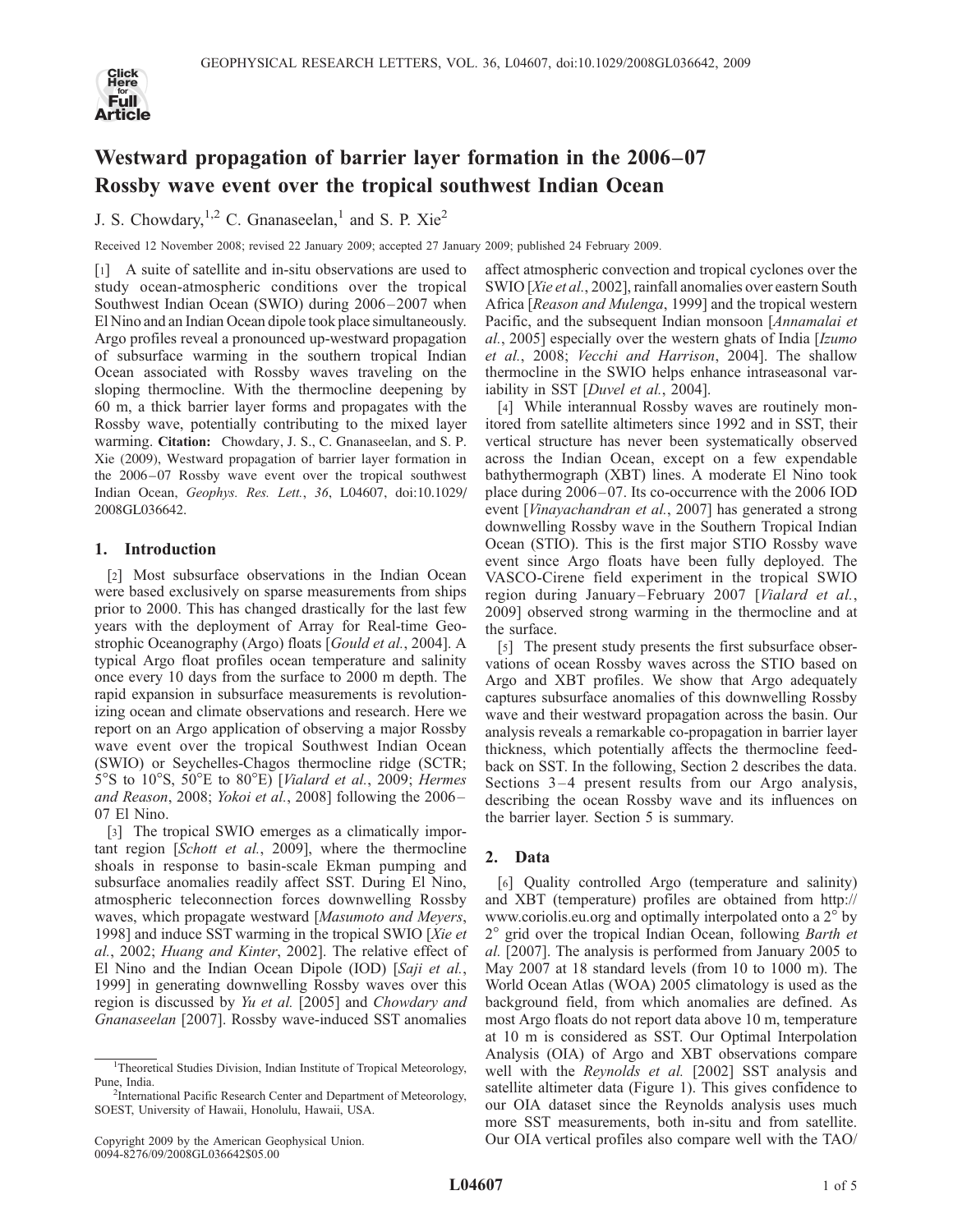# Westward propagation of barrier layer formation in the 2006–07 Rossby wave event over the tropical southwest Indian Ocean

J. S. Chowdary,[1,2] C. Gnanaseelan,[1] and S. P. Xie[2]

Received 12 November 2008; revised 22 January 2009; accepted 27 January 2009; published 24 February 2009.

[1] A suite of satellite and in-situ observations are used to study ocean-atmospheric conditions over the tropical Southwest Indian Ocean (SWIO) during 2006–2007 when El Nino and an Indian Ocean dipole took place simultaneously. Argo profiles reveal a pronounced up-westward propagation of subsurface warming in the southern tropical Indian Ocean associated with Rossby waves traveling on the sloping thermocline. With the thermocline deepening by 60 m, a thick barrier layer forms and propagates with the Rossby wave, potentially contributing to the mixed layer warming. **Citation:** Chowdary, J. S., C. Gnanaseelan, and S. P. Xie (2009), Westward propagation of barrier layer formation in the 2006–07 Rossby wave event over the tropical southwest Indian Ocean, *Geophys. Res. Lett.*, *36*, L04607, doi:10.1029/2008GL036642.

## 1. Introduction

[2] Most subsurface observations in the Indian Ocean were based exclusively on sparse measurements from ships prior to 2000. This has changed drastically for the last few years with the deployment of Array for Real-time Geostrophic Oceanography (Argo) floats [*Gould et al.*, 2004]. A typical Argo float profiles ocean temperature and salinity once every 10 days from the surface to 2000 m depth. The rapid expansion in subsurface measurements is revolutionizing ocean and climate observations and research. Here we report on an Argo application of observing a major Rossby wave event over the tropical Southwest Indian Ocean (SWIO) or Seychelles-Chagos thermocline ridge (SCTR; 5°S to 10°S, 50°E to 80°E) [*Vialard et al.*, 2009; *Hermes and Reason*, 2008; *Yokoi et al.*, 2008] following the 2006–07 El Nino.

[3] The tropical SWIO emerges as a climatically important region [*Schott et al.*, 2009], where the thermocline shoals in response to basin-scale Ekman pumping and subsurface anomalies readily affect SST. During El Nino, atmospheric teleconnection forces downwelling Rossby waves, which propagate westward [*Masumoto and Meyers*, 1998] and induce SST warming in the tropical SWIO [*Xie et al.*, 2002; *Huang and Kinter*, 2002]. The relative effect of El Nino and the Indian Ocean Dipole (IOD) [*Saji et al.*, 1999] in generating downwelling Rossby waves over this region is discussed by *Yu et al.* [2005] and *Chowdary and Gnanaseelan* [2007]. Rossby wave-induced SST anomalies affect atmospheric convection and tropical cyclones over the SWIO [*Xie et al.*, 2002], rainfall anomalies over eastern South Africa [*Reason and Mulenga*, 1999] and the tropical western Pacific, and the subsequent Indian monsoon [*Annamalai et al.*, 2005] especially over the western ghats of India [*Izumo et al.*, 2008; *Vecchi and Harrison*, 2004]. The shallow thermocline in the SWIO helps enhance intraseasonal variability in SST [*Duvel et al.*, 2004].

[4] While interannual Rossby waves are routinely monitored from satellite altimeters since 1992 and in SST, their vertical structure has never been systematically observed across the Indian Ocean, except on a few expendable bathythermograph (XBT) lines. A moderate El Nino took place during 2006–07. Its co-occurrence with the 2006 IOD event [*Vinayachandran et al.*, 2007] has generated a strong downwelling Rossby wave in the Southern Tropical Indian Ocean (STIO). This is the first major STIO Rossby wave event since Argo floats have been fully deployed. The VASCO-Cirene field experiment in the tropical SWIO region during January–February 2007 [*Vialard et al.*, 2009] observed strong warming in the thermocline and at the surface.

[5] The present study presents the first subsurface observations of ocean Rossby waves across the STIO based on Argo and XBT profiles. We show that Argo adequately captures subsurface anomalies of this downwelling Rossby wave and their westward propagation across the basin. Our analysis reveals a remarkable co-propagation in barrier layer thickness, which potentially affects the thermocline feedback on SST. In the following, Section 2 describes the data. Sections 3–4 present results from our Argo analysis, describing the ocean Rossby wave and its influences on the barrier layer. Section 5 is summary.

## 2. Data

[6] Quality controlled Argo (temperature and salinity) and XBT (temperature) profiles are obtained from http://www.coriolis.eu.org and optimally interpolated onto a 2° by 2° grid over the tropical Indian Ocean, following *Barth et al.* [2007]. The analysis is performed from January 2005 to May 2007 at 18 standard levels (from 10 to 1000 m). The World Ocean Atlas (WOA) 2005 climatology is used as the background field, from which anomalies are defined. As most Argo floats do not report data above 10 m, temperature at 10 m is considered as SST. Our Optimal Interpolation Analysis (OIA) of Argo and XBT observations compare well with the *Reynolds et al.* [2002] SST analysis and satellite altimeter data (Figure 1). This gives confidence to our OIA dataset since the Reynolds analysis uses much more SST measurements, both in-situ and from satellite. Our OIA vertical profiles also compare well with the TAO/

---

[1] Theoretical Studies Division, Indian Institute of Tropical Meteorology, Pune, India.

[2] International Pacific Research Center and Department of Meteorology, SOEST, University of Hawaii, Honolulu, Hawaii, USA.

Copyright 2009 by the American Geophysical Union.
0094-8276/09/2008GL036642$05.00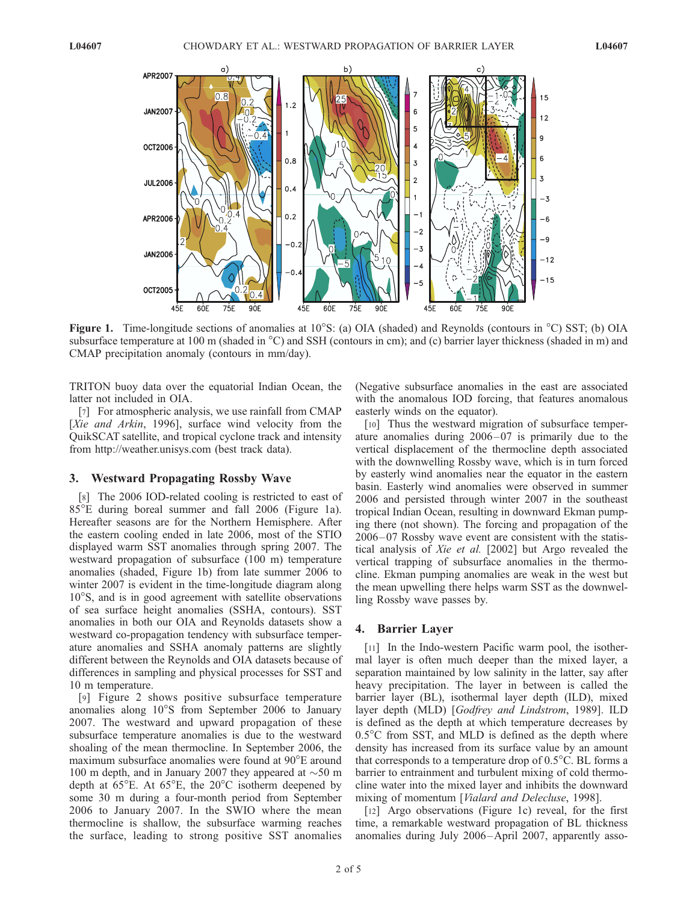**Figure 1.** Time-longitude sections of anomalies at 10°S: (a) OIA (shaded) and Reynolds (contours in °C) SST; (b) OIA subsurface temperature at 100 m (shaded in °C) and SSH (contours in cm); and (c) barrier layer thickness (shaded in m) and CMAP precipitation anomaly (contours in mm/day).

TRITON buoy data over the equatorial Indian Ocean, the latter not included in OIA.

[7] For atmospheric analysis, we use rainfall from CMAP [*Xie and Arkin*, 1996], surface wind velocity from the QuikSCAT satellite, and tropical cyclone track and intensity from http://weather.unisys.com (best track data).

## 3. Westward Propagating Rossby Wave

[8] The 2006 IOD-related cooling is restricted to east of 85°E during boreal summer and fall 2006 (Figure 1a). Hereafter seasons are for the Northern Hemisphere. After the eastern cooling ended in late 2006, most of the STIO displayed warm SST anomalies through spring 2007. The westward propagation of subsurface (100 m) temperature anomalies (shaded, Figure 1b) from late summer 2006 to winter 2007 is evident in the time-longitude diagram along 10°S, and is in good agreement with satellite observations of sea surface height anomalies (SSHA, contours). SST anomalies in both our OIA and Reynolds datasets show a westward co-propagation tendency with subsurface temperature anomalies and SSHA anomaly patterns are slightly different between the Reynolds and OIA datasets because of differences in sampling and physical processes for SST and 10 m temperature.

[9] Figure 2 shows positive subsurface temperature anomalies along 10°S from September 2006 to January 2007. The westward and upward propagation of these subsurface temperature anomalies is due to the westward shoaling of the mean thermocline. In September 2006, the maximum subsurface anomalies were found at 90°E around 100 m depth, and in January 2007 they appeared at ~50 m depth at 65°E. At 65°E, the 20°C isotherm deepened by some 30 m during a four-month period from September 2006 to January 2007. In the SWIO where the mean thermocline is shallow, the subsurface warming reaches the surface, leading to strong positive SST anomalies (Negative subsurface anomalies in the east are associated with the anomalous IOD forcing, that features anomalous easterly winds on the equator).

[10] Thus the westward migration of subsurface temperature anomalies during 2006–07 is primarily due to the vertical displacement of the thermocline depth associated with the downwelling Rossby wave, which is in turn forced by easterly wind anomalies near the equator in the eastern basin. Easterly wind anomalies were observed in summer 2006 and persisted through winter 2007 in the southeast tropical Indian Ocean, resulting in downward Ekman pumping there (not shown). The forcing and propagation of the 2006–07 Rossby wave event are consistent with the statistical analysis of *Xie et al.* [2002] but Argo revealed the vertical trapping of subsurface anomalies in the thermocline. Ekman pumping anomalies are weak in the west but the mean upwelling there helps warm SST as the downwelling Rossby wave passes by.

## 4. Barrier Layer

[11] In the Indo-western Pacific warm pool, the isothermal layer is often much deeper than the mixed layer, a separation maintained by low salinity in the latter, say after heavy precipitation. The layer in between is called the barrier layer (BL), isothermal layer depth (ILD), mixed layer depth (MLD) [*Godfrey and Lindstrom*, 1989]. ILD is defined as the depth at which temperature decreases by 0.5°C from SST, and MLD is defined as the depth where density has increased from its surface value by an amount that corresponds to a temperature drop of 0.5°C. BL forms a barrier to entrainment and turbulent mixing of cold thermocline water into the mixed layer and inhibits the downward mixing of momentum [*Vialard and Delecluse*, 1998].

[12] Argo observations (Figure 1c) reveal, for the first time, a remarkable westward propagation of BL thickness anomalies during July 2006–April 2007, apparently asso-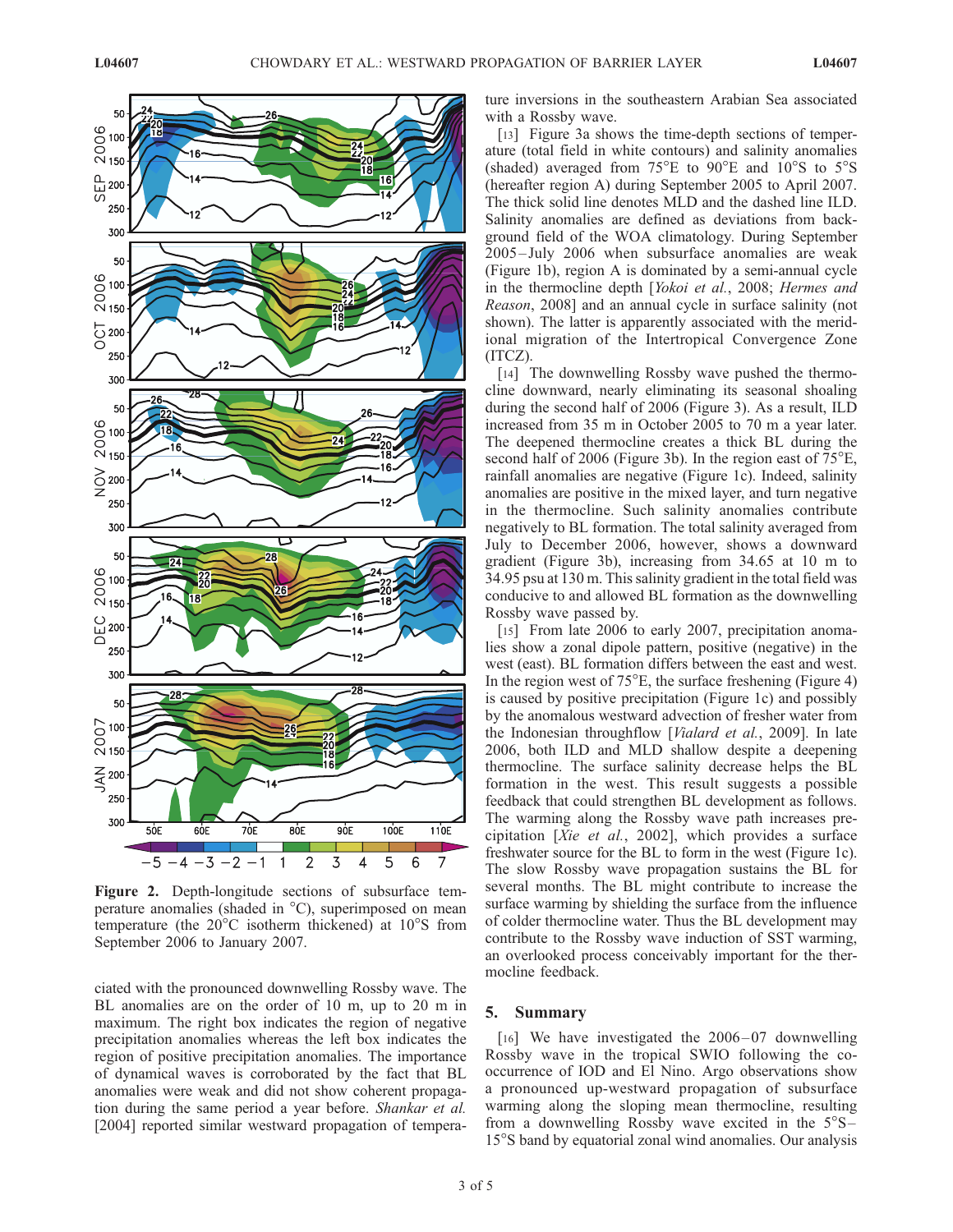Figure 2. Depth-longitude sections of subsurface temperature anomalies (shaded in °C), superimposed on mean temperature (the 20°C isotherm thickened) at 10°S from September 2006 to January 2007.

ciated with the pronounced downwelling Rossby wave. The BL anomalies are on the order of 10 m, up to 20 m in maximum. The right box indicates the region of negative precipitation anomalies whereas the left box indicates the region of positive precipitation anomalies. The importance of dynamical waves is corroborated by the fact that BL anomalies were weak and did not show coherent propagation during the same period a year before. *Shankar et al.* [2004] reported similar westward propagation of temperature inversions in the southeastern Arabian Sea associated with a Rossby wave.

[13] Figure 3a shows the time-depth sections of temperature (total field in white contours) and salinity anomalies (shaded) averaged from 75°E to 90°E and 10°S to 5°S (hereafter region A) during September 2005 to April 2007. The thick solid line denotes MLD and the dashed line ILD. Salinity anomalies are defined as deviations from background field of the WOA climatology. During September 2005–July 2006 when subsurface anomalies are weak (Figure 1b), region A is dominated by a semi-annual cycle in the thermocline depth [*Yokoi et al.*, 2008; *Hermes and Reason*, 2008] and an annual cycle in surface salinity (not shown). The latter is apparently associated with the meridional migration of the Intertropical Convergence Zone (ITCZ).

[14] The downwelling Rossby wave pushed the thermocline downward, nearly eliminating its seasonal shoaling during the second half of 2006 (Figure 3). As a result, ILD increased from 35 m in October 2005 to 70 m a year later. The deepened thermocline creates a thick BL during the second half of 2006 (Figure 3b). In the region east of 75°E, rainfall anomalies are negative (Figure 1c). Indeed, salinity anomalies are positive in the mixed layer, and turn negative in the thermocline. Such salinity anomalies contribute negatively to BL formation. The total salinity averaged from July to December 2006, however, shows a downward gradient (Figure 3b), increasing from 34.65 at 10 m to 34.95 psu at 130 m. This salinity gradient in the total field was conducive to and allowed BL formation as the downwelling Rossby wave passed by.

[15] From late 2006 to early 2007, precipitation anomalies show a zonal dipole pattern, positive (negative) in the west (east). BL formation differs between the east and west. In the region west of 75°E, the surface freshening (Figure 4) is caused by positive precipitation (Figure 1c) and possibly by the anomalous westward advection of fresher water from the Indonesian throughflow [*Vialard et al.*, 2009]. In late 2006, both ILD and MLD shallow despite a deepening thermocline. The surface salinity decrease helps the BL formation in the west. This result suggests a possible feedback that could strengthen BL development as follows. The warming along the Rossby wave path increases precipitation [*Xie et al.*, 2002], which provides a surface freshwater source for the BL to form in the west (Figure 1c). The slow Rossby wave propagation sustains the BL for several months. The BL might contribute to increase the surface warming by shielding the surface from the influence of colder thermocline water. Thus the BL development may contribute to the Rossby wave induction of SST warming, an overlooked process conceivably important for the thermocline feedback.

## 5. Summary

[16] We have investigated the 2006–07 downwelling Rossby wave in the tropical SWIO following the co-occurrence of IOD and El Nino. Argo observations show a pronounced up-westward propagation of subsurface warming along the sloping mean thermocline, resulting from a downwelling Rossby wave excited in the 5°S–15°S band by equatorial zonal wind anomalies. Our analysis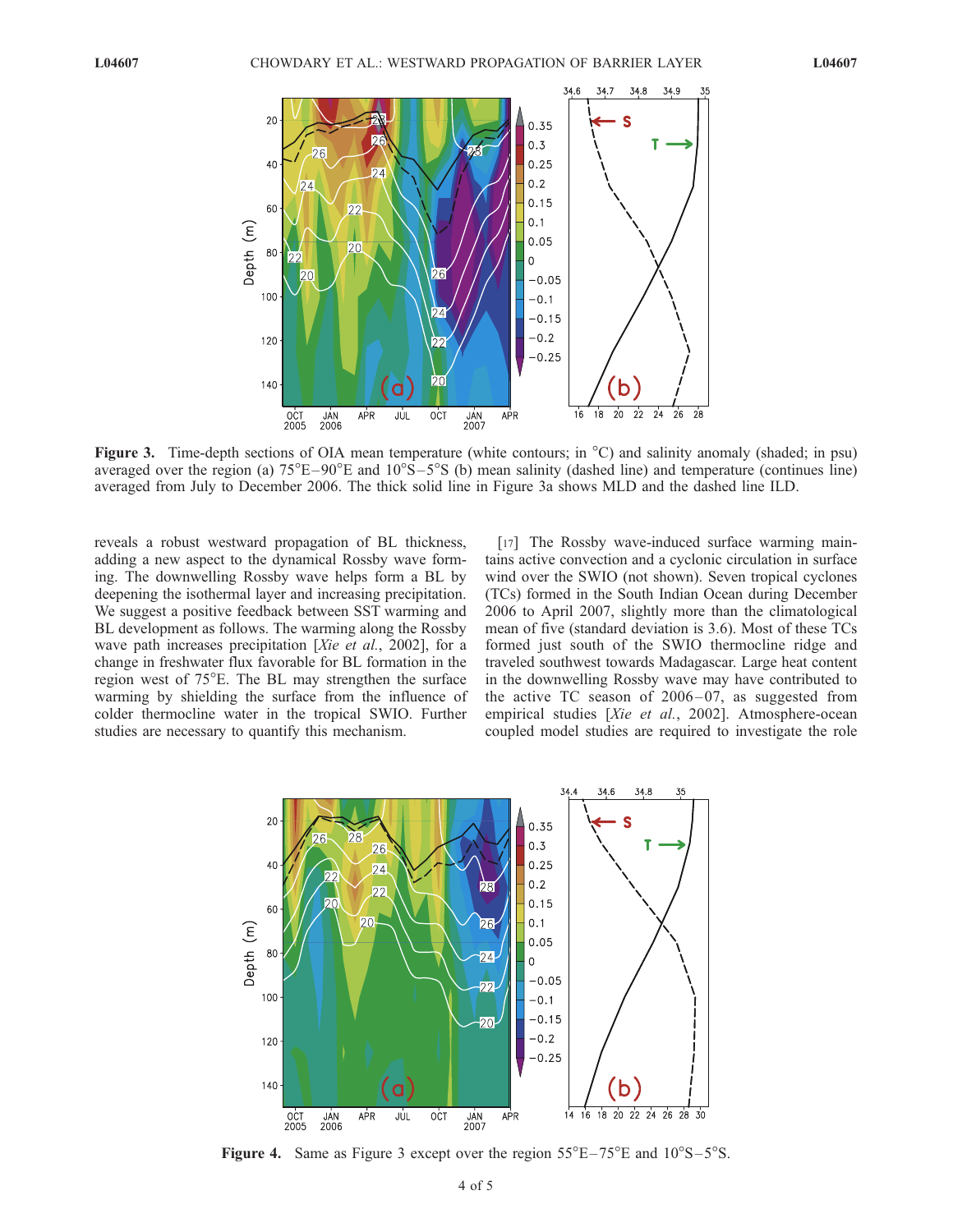**Figure 3.** Time-depth sections of OIA mean temperature (white contours; in °C) and salinity anomaly (shaded; in psu) averaged over the region (a) 75°E–90°E and 10°S–5°S (b) mean salinity (dashed line) and temperature (continues line) averaged from July to December 2006. The thick solid line in Figure 3a shows MLD and the dashed line ILD.

reveals a robust westward propagation of BL thickness, adding a new aspect to the dynamical Rossby wave forming. The downwelling Rossby wave helps form a BL by deepening the isothermal layer and increasing precipitation. We suggest a positive feedback between SST warming and BL development as follows. The warming along the Rossby wave path increases precipitation [*Xie et al.*, 2002], for a change in freshwater flux favorable for BL formation in the region west of 75°E. The BL may strengthen the surface warming by shielding the surface from the influence of colder thermocline water in the tropical SWIO. Further studies are necessary to quantify this mechanism.

[17] The Rossby wave-induced surface warming maintains active convection and a cyclonic circulation in surface wind over the SWIO (not shown). Seven tropical cyclones (TCs) formed in the South Indian Ocean during December 2006 to April 2007, slightly more than the climatological mean of five (standard deviation is 3.6). Most of these TCs formed just south of the SWIO thermocline ridge and traveled southwest towards Madagascar. Large heat content in the downwelling Rossby wave may have contributed to the active TC season of 2006–07, as suggested from empirical studies [*Xie et al.*, 2002]. Atmosphere-ocean coupled model studies are required to investigate the role

**Figure 4.** Same as Figure 3 except over the region 55°E–75°E and 10°S–5°S.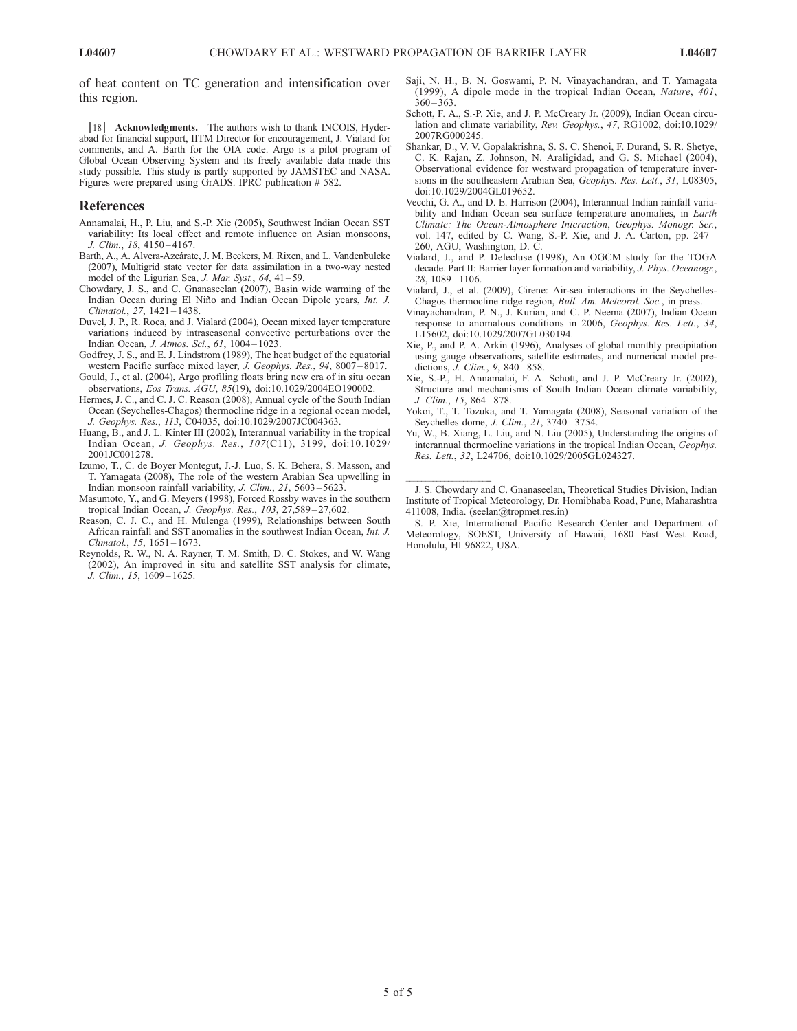of heat content on TC generation and intensification over this region.

[18] **Acknowledgments.** The authors wish to thank INCOIS, Hyderabad for financial support, IITM Director for encouragement, J. Vialard for comments, and A. Barth for the OIA code. Argo is a pilot program of Global Ocean Observing System and its freely available data made this study possible. This study is partly supported by JAMSTEC and NASA. Figures were prepared using GrADS. IPRC publication # 582.

## References

Annamalai, H., P. Liu, and S.-P. Xie (2005), Southwest Indian Ocean SST variability: Its local effect and remote influence on Asian monsoons, *J. Clim.*, *18*, 4150–4167.

Barth, A., A. Alvera-Azcárate, J. M. Beckers, M. Rixen, and L. Vandenbulcke (2007), Multigrid state vector for data assimilation in a two-way nested model of the Ligurian Sea, *J. Mar. Syst.*, *64*, 41–59.

Chowdary, J. S., and C. Gnanaseelan (2007), Basin wide warming of the Indian Ocean during El Niño and Indian Ocean Dipole years, *Int. J. Climatol.*, *27*, 1421–1438.

Duvel, J. P., R. Roca, and J. Vialard (2004), Ocean mixed layer temperature variations induced by intraseasonal convective perturbations over the Indian Ocean, *J. Atmos. Sci.*, *61*, 1004–1023.

Godfrey, J. S., and E. J. Lindstrom (1989), The heat budget of the equatorial western Pacific surface mixed layer, *J. Geophys. Res.*, *94*, 8007–8017.

Gould, J., et al. (2004), Argo profiling floats bring new era of in situ ocean observations, *Eos Trans. AGU*, *85*(19), doi:10.1029/2004EO190002.

Hermes, J. C., and C. J. C. Reason (2008), Annual cycle of the South Indian Ocean (Seychelles-Chagos) thermocline ridge in a regional ocean model, *J. Geophys. Res.*, *113*, C04035, doi:10.1029/2007JC004363.

Huang, B., and J. L. Kinter III (2002), Interannual variability in the tropical Indian Ocean, *J. Geophys. Res.*, *107*(C11), 3199, doi:10.1029/2001JC001278.

Izumo, T., C. de Boyer Montegut, J.-J. Luo, S. K. Behera, S. Masson, and T. Yamagata (2008), The role of the western Arabian Sea upwelling in Indian monsoon rainfall variability, *J. Clim.*, *21*, 5603–5623.

Masumoto, Y., and G. Meyers (1998), Forced Rossby waves in the southern tropical Indian Ocean, *J. Geophys. Res.*, *103*, 27,589–27,602.

Reason, C. J. C., and H. Mulenga (1999), Relationships between South African rainfall and SST anomalies in the southwest Indian Ocean, *Int. J. Climatol.*, *15*, 1651–1673.

Reynolds, R. W., N. A. Rayner, T. M. Smith, D. C. Stokes, and W. Wang (2002), An improved in situ and satellite SST analysis for climate, *J. Clim.*, *15*, 1609–1625.

Saji, N. H., B. N. Goswami, P. N. Vinayachandran, and T. Yamagata (1999), A dipole mode in the tropical Indian Ocean, *Nature*, *401*, 360–363.

Schott, F. A., S.-P. Xie, and J. P. McCreary Jr. (2009), Indian Ocean circulation and climate variability, *Rev. Geophys.*, *47*, RG1002, doi:10.1029/2007RG000245.

Shankar, D., V. V. Gopalakrishna, S. S. C. Shenoi, F. Durand, S. R. Shetye, C. K. Rajan, Z. Johnson, N. Araligidad, and G. S. Michael (2004), Observational evidence for westward propagation of temperature inversions in the southeastern Arabian Sea, *Geophys. Res. Lett.*, *31*, L08305, doi:10.1029/2004GL019652.

Vecchi, G. A., and D. E. Harrison (2004), Interannual Indian rainfall variability and Indian Ocean sea surface temperature anomalies, in *Earth Climate: The Ocean-Atmosphere Interaction*, *Geophys. Monogr. Ser.*, vol. 147, edited by C. Wang, S.-P. Xie, and J. A. Carton, pp. 247–260, AGU, Washington, D. C.

Vialard, J., and P. Delecluse (1998), An OGCM study for the TOGA decade. Part II: Barrier layer formation and variability, *J. Phys. Oceanogr.*, *28*, 1089–1106.

Vialard, J., et al. (2009), Cirene: Air-sea interactions in the Seychelles-Chagos thermocline ridge region, *Bull. Am. Meteorol. Soc.*, in press.

Vinayachandran, P. N., J. Kurian, and C. P. Neema (2007), Indian Ocean response to anomalous conditions in 2006, *Geophys. Res. Lett.*, *34*, L15602, doi:10.1029/2007GL030194.

Xie, P., and P. A. Arkin (1996), Analyses of global monthly precipitation using gauge observations, satellite estimates, and numerical model predictions, *J. Clim.*, *9*, 840–858.

Xie, S.-P., H. Annamalai, F. A. Schott, and J. P. McCreary Jr. (2002), Structure and mechanisms of South Indian Ocean climate variability, *J. Clim.*, *15*, 864–878.

Yokoi, T., T. Tozuka, and T. Yamagata (2008), Seasonal variation of the Seychelles dome, *J. Clim.*, *21*, 3740–3754.

Yu, W., B. Xiang, L. Liu, and N. Liu (2005), Understanding the origins of interannual thermocline variations in the tropical Indian Ocean, *Geophys. Res. Lett.*, *32*, L24706, doi:10.1029/2005GL024327.

---

J. S. Chowdary and C. Gnanaseelan, Theoretical Studies Division, Indian Institute of Tropical Meteorology, Dr. Homibhaba Road, Pune, Maharashtra 411008, India. (seelan@tropmet.res.in)

S. P. Xie, International Pacific Research Center and Department of Meteorology, SOEST, University of Hawaii, 1680 East West Road, Honolulu, HI 96822, USA.